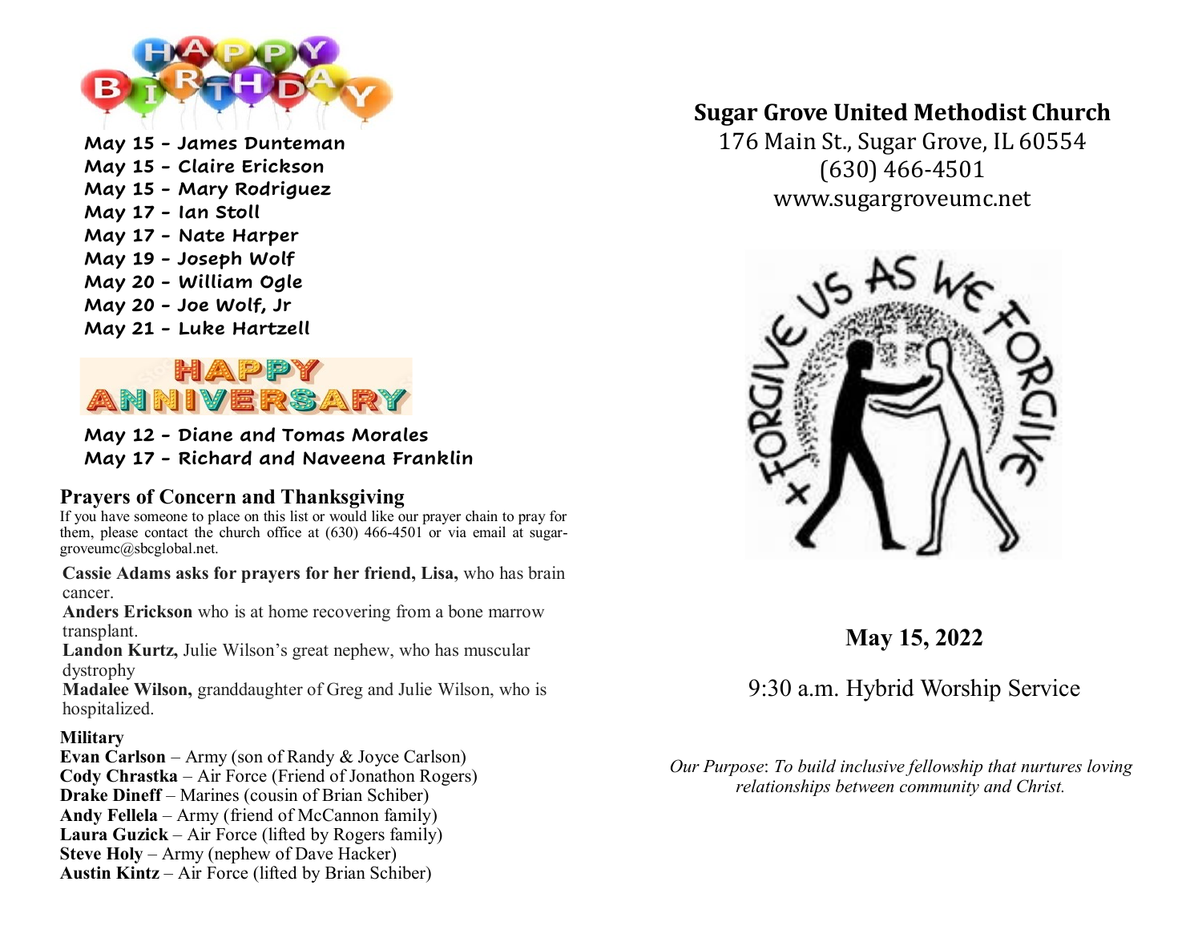## Happy Birthday

May 15 - James Dunteman
May 15 - Claire Erickson
May 15 - Mary Rodriguez
May 17 - Ian Stoll
May 17 - Nate Harper
May 19 - Joseph Wolf
May 20 - William Ogle
May 20 - Joe Wolf, Jr
May 21 - Luke Hartzell

## Happy Anniversary

May 12 - Diane and Tomas Morales
May 17 - Richard and Naveena Franklin

## Prayers of Concern and Thanksgiving

If you have someone to place on this list or would like our prayer chain to pray for them, please contact the church office at (630) 466-4501 or via email at sugargroveumc@sbcglobal.net.

**Cassie Adams asks for prayers for her friend, Lisa,** who has brain cancer.
**Anders Erickson** who is at home recovering from a bone marrow transplant.
**Landon Kurtz,** Julie Wilson's great nephew, who has muscular dystrophy
**Madalee Wilson,** granddaughter of Greg and Julie Wilson, who is hospitalized.

**Military**
**Evan Carlson** – Army (son of Randy & Joyce Carlson)
**Cody Chrastka** – Air Force (Friend of Jonathon Rogers)
**Drake Dineff** – Marines (cousin of Brian Schiber)
**Andy Fellela** – Army (friend of McCannon family)
**Laura Guzick** – Air Force (lifted by Rogers family)
**Steve Holy** – Army (nephew of Dave Hacker)
**Austin Kintz** – Air Force (lifted by Brian Schiber)

# Sugar Grove United Methodist Church

176 Main St., Sugar Grove, IL 60554
(630) 466-4501
www.sugargroveumc.net

FORGIVE US AS WE FORGIVE

**May 15, 2022**

9:30 a.m. Hybrid Worship Service

*Our Purpose*: *To build inclusive fellowship that nurtures loving relationships between community and Christ.*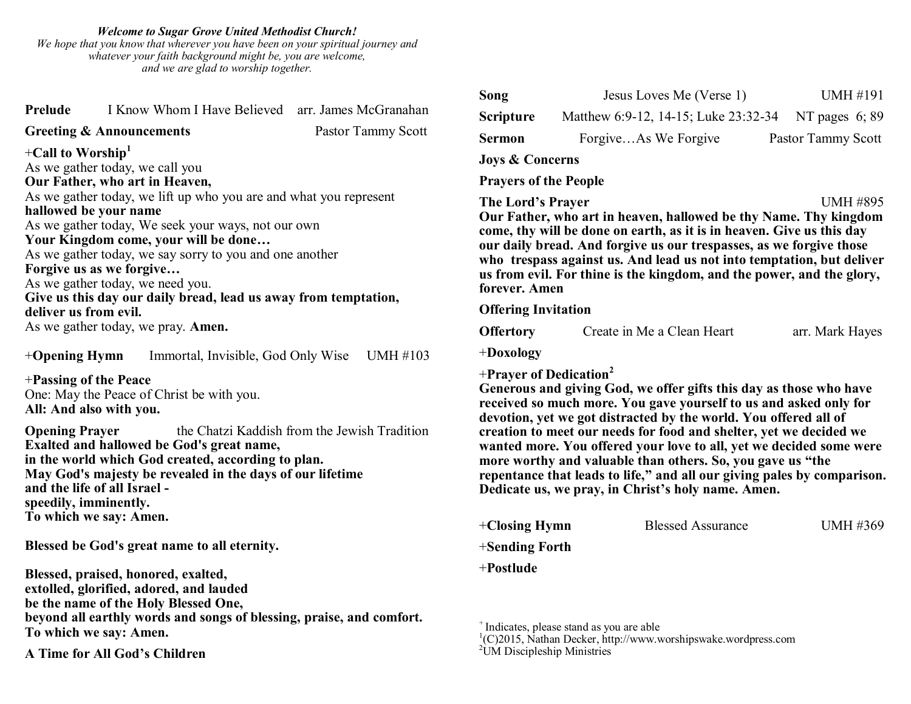***Welcome to Sugar Grove United Methodist Church!***
*We hope that you know that wherever you have been on your spiritual journey and whatever your faith background might be, you are welcome, and we are glad to worship together.*

**Prelude** I Know Whom I Have Believed arr. James McGranahan

**Greeting & Announcements** Pastor Tammy Scott

+**Call to Worship**[1]
As we gather today, we call you
**Our Father, who art in Heaven,**
As we gather today, we lift up who you are and what you represent
**hallowed be your name**
As we gather today, We seek your ways, not our own
**Your Kingdom come, your will be done…**
As we gather today, we say sorry to you and one another
**Forgive us as we forgive…**
As we gather today, we need you.
**Give us this day our daily bread, lead us away from temptation, deliver us from evil.**
As we gather today, we pray. **Amen.**

+**Opening Hymn** Immortal, Invisible, God Only Wise UMH #103

+**Passing of the Peace**
One: May the Peace of Christ be with you.
**All: And also with you.**

**Opening Prayer** the Chatzi Kaddish from the Jewish Tradition
**Exalted and hallowed be God's great name,**
**in the world which God created, according to plan.**
**May God's majesty be revealed in the days of our lifetime**
**and the life of all Israel -**
**speedily, imminently.**
**To which we say: Amen.**

**Blessed be God's great name to all eternity.**

**Blessed, praised, honored, exalted,**
**extolled, glorified, adored, and lauded**
**be the name of the Holy Blessed One,**
**beyond all earthly words and songs of blessing, praise, and comfort.**
**To which we say: Amen.**

**A Time for All God's Children**

**Song** Jesus Loves Me (Verse 1) UMH #191

**Scripture** Matthew 6:9-12, 14-15; Luke 23:32-34 NT pages 6; 89

**Sermon** Forgive…As We Forgive Pastor Tammy Scott

**Joys & Concerns**

**Prayers of the People**

**The Lord's Prayer** UMH #895
**Our Father, who art in heaven, hallowed be thy Name. Thy kingdom come, thy will be done on earth, as it is in heaven. Give us this day our daily bread. And forgive us our trespasses, as we forgive those who trespass against us. And lead us not into temptation, but deliver us from evil. For thine is the kingdom, and the power, and the glory, forever. Amen**

**Offering Invitation**

**Offertory** Create in Me a Clean Heart arr. Mark Hayes

+**Doxology**

+**Prayer of Dedication**[2]
**Generous and giving God, we offer gifts this day as those who have received so much more. You gave yourself to us and asked only for devotion, yet we got distracted by the world. You offered all of creation to meet our needs for food and shelter, yet we decided we wanted more. You offered your love to all, yet we decided some were more worthy and valuable than others. So, you gave us "the repentance that leads to life," and all our giving pales by comparison. Dedicate us, we pray, in Christ's holy name. Amen.**

+**Closing Hymn** Blessed Assurance UMH #369

+**Sending Forth**

+**Postlude**

[+] Indicates, please stand as you are able
[1](C)2015, Nathan Decker, http://www.worshipswake.wordpress.com
[2]UM Discipleship Ministries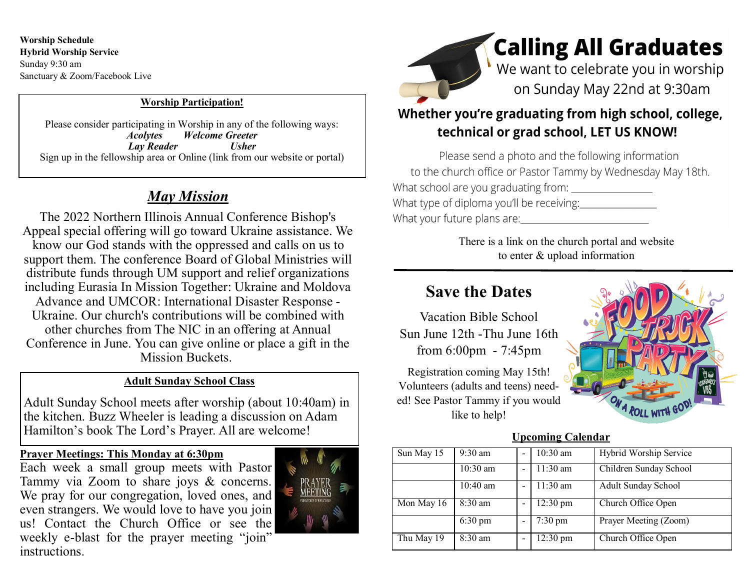**Worship Schedule**
**Hybrid Worship Service**
Sunday 9:30 am
Sanctuary & Zoom/Facebook Live

**Worship Participation!**

Please consider participating in Worship in any of the following ways:
***Acolytes*** ***Welcome Greeter***
***Lay Reader*** ***Usher***
Sign up in the fellowship area or Online (link from our website or portal)

## *May Mission*

The 2022 Northern Illinois Annual Conference Bishop's Appeal special offering will go toward Ukraine assistance. We know our God stands with the oppressed and calls on us to support them. The conference Board of Global Ministries will distribute funds through UM support and relief organizations including Eurasia In Mission Together: Ukraine and Moldova Advance and UMCOR: International Disaster Response - Ukraine. Our church's contributions will be combined with other churches from The NIC in an offering at Annual Conference in June. You can give online or place a gift in the Mission Buckets.

**Adult Sunday School Class**

Adult Sunday School meets after worship (about 10:40am) in the kitchen. Buzz Wheeler is leading a discussion on Adam Hamilton's book The Lord's Prayer. All are welcome!

**Prayer Meetings: This Monday at 6:30pm**

Each week a small group meets with Pastor Tammy via Zoom to share joys & concerns. We pray for our congregation, loved ones, and even strangers. We would love to have you join us! Contact the Church Office or see the weekly e-blast for the prayer meeting "join" instructions.

# Calling All Graduates

We want to celebrate you in worship on Sunday May 22nd at 9:30am

**Whether you're graduating from high school, college, technical or grad school, LET US KNOW!**

Please send a photo and the following information to the church office or Pastor Tammy by Wednesday May 18th.

What school are you graduating from: ______________

What type of diploma you'll be receiving: ______________

What your future plans are: ______________________

There is a link on the church portal and website to enter & upload information

## Save the Dates

Vacation Bible School
Sun June 12th -Thu June 16th
from 6:00pm - 7:45pm

Registration coming May 15th! Volunteers (adults and teens) needed! See Pastor Tammy if you would like to help!

**Upcoming Calendar**

| | | | | |
|---|---|---|---|---|
| Sun May 15 | 9:30 am | - | 10:30 am | Hybrid Worship Service |
| | 10:30 am | - | 11:30 am | Children Sunday School |
| | 10:40 am | - | 11:30 am | Adult Sunday School |
| Mon May 16 | 8:30 am | - | 12:30 pm | Church Office Open |
| | 6:30 pm | - | 7:30 pm | Prayer Meeting (Zoom) |
| Thu May 19 | 8:30 am | - | 12:30 pm | Church Office Open |